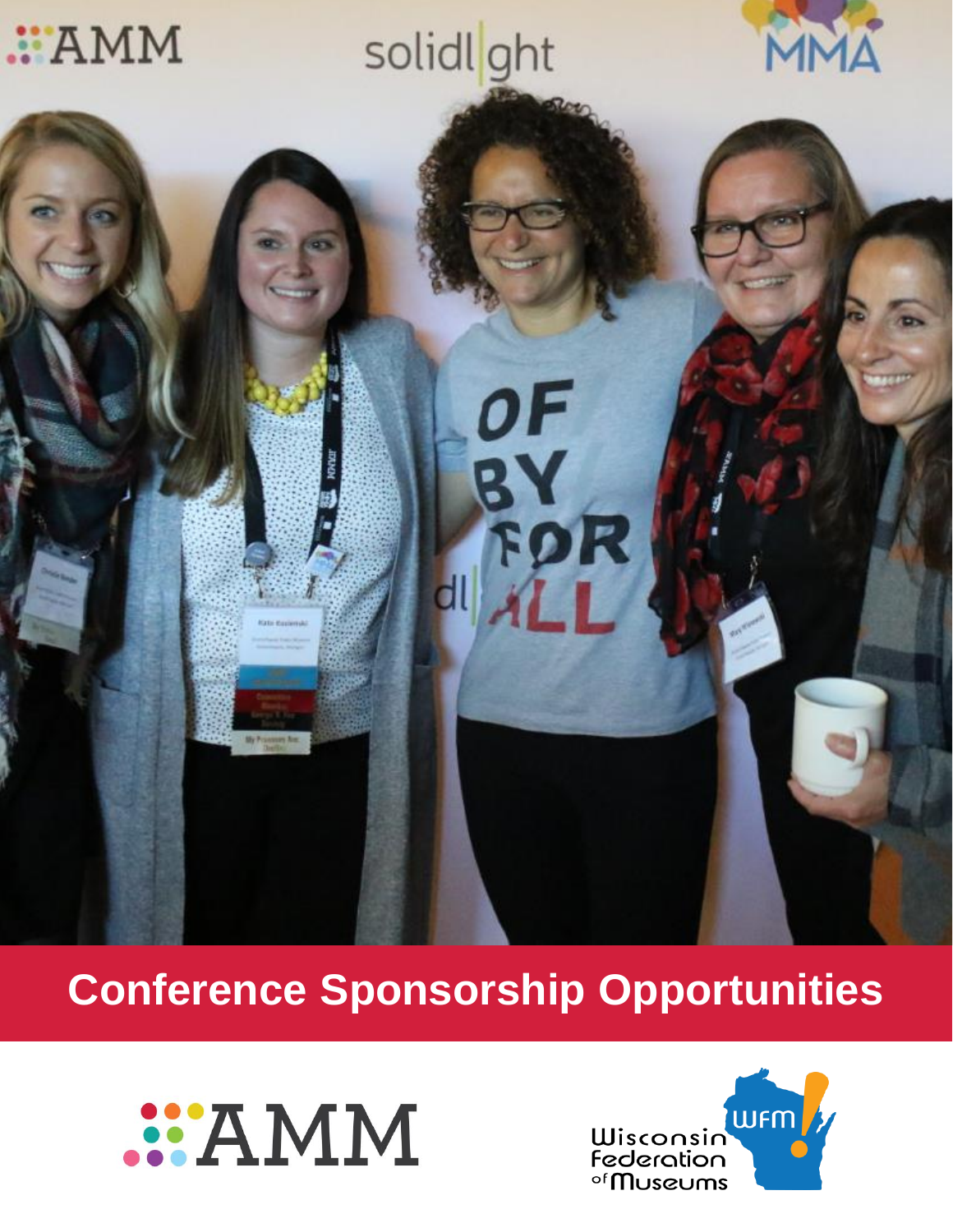# Conference Sponsorship Opportunities

AMM

Wisconsin Federation of Museums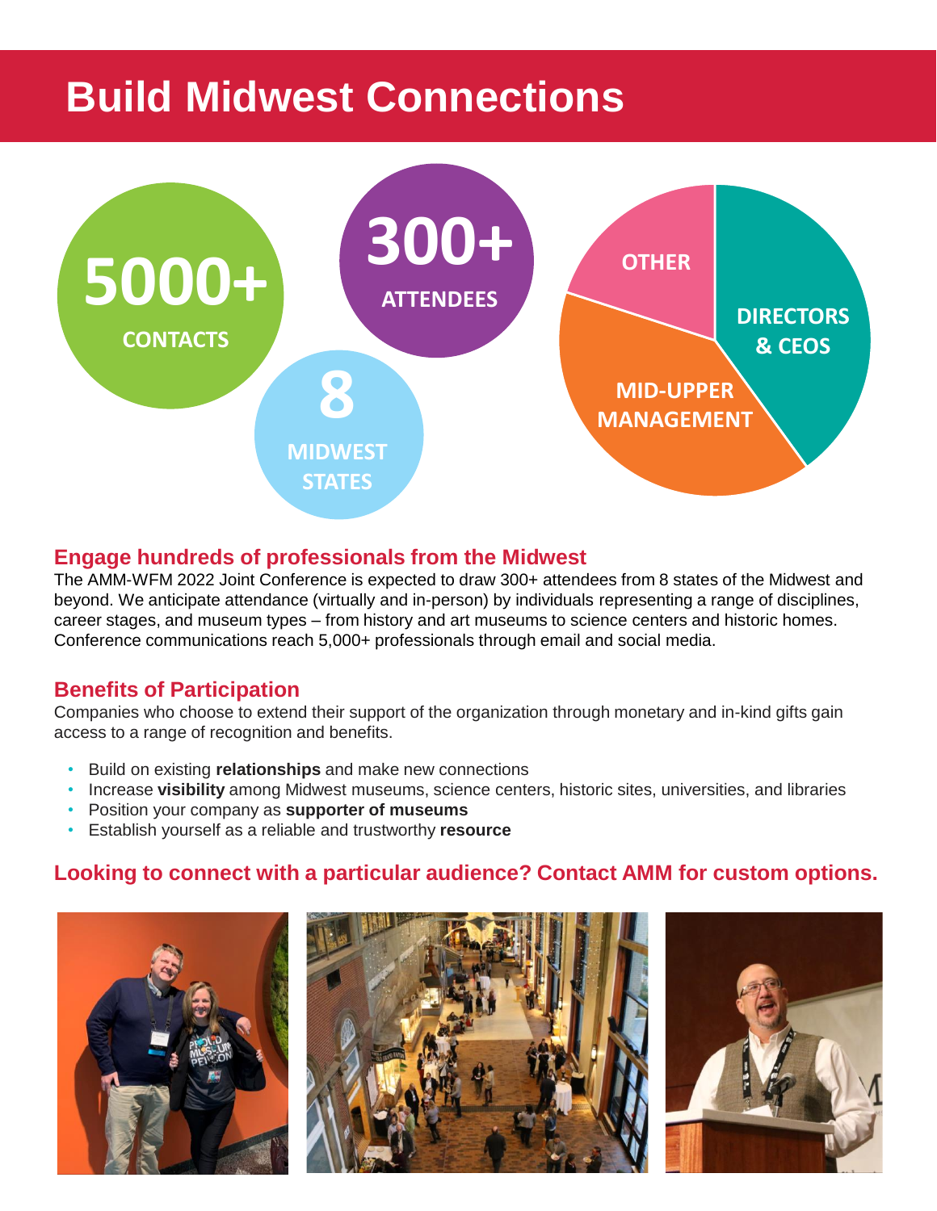# Build Midwest Connections

**5000+** CONTACTS

**300+** ATTENDEES

**8** MIDWEST STATES

DIRECTORS & CEOS

MID-UPPER MANAGEMENT

OTHER

## Engage hundreds of professionals from the Midwest

The AMM-WFM 2022 Joint Conference is expected to draw 300+ attendees from 8 states of the Midwest and beyond. We anticipate attendance (virtually and in-person) by individuals representing a range of disciplines, career stages, and museum types – from history and art museums to science centers and historic homes. Conference communications reach 5,000+ professionals through email and social media.

## Benefits of Participation

Companies who choose to extend their support of the organization through monetary and in-kind gifts gain access to a range of recognition and benefits.

- Build on existing **relationships** and make new connections
- Increase **visibility** among Midwest museums, science centers, historic sites, universities, and libraries
- Position your company as **supporter of museums**
- Establish yourself as a reliable and trustworthy **resource**

## Looking to connect with a particular audience? Contact AMM for custom options.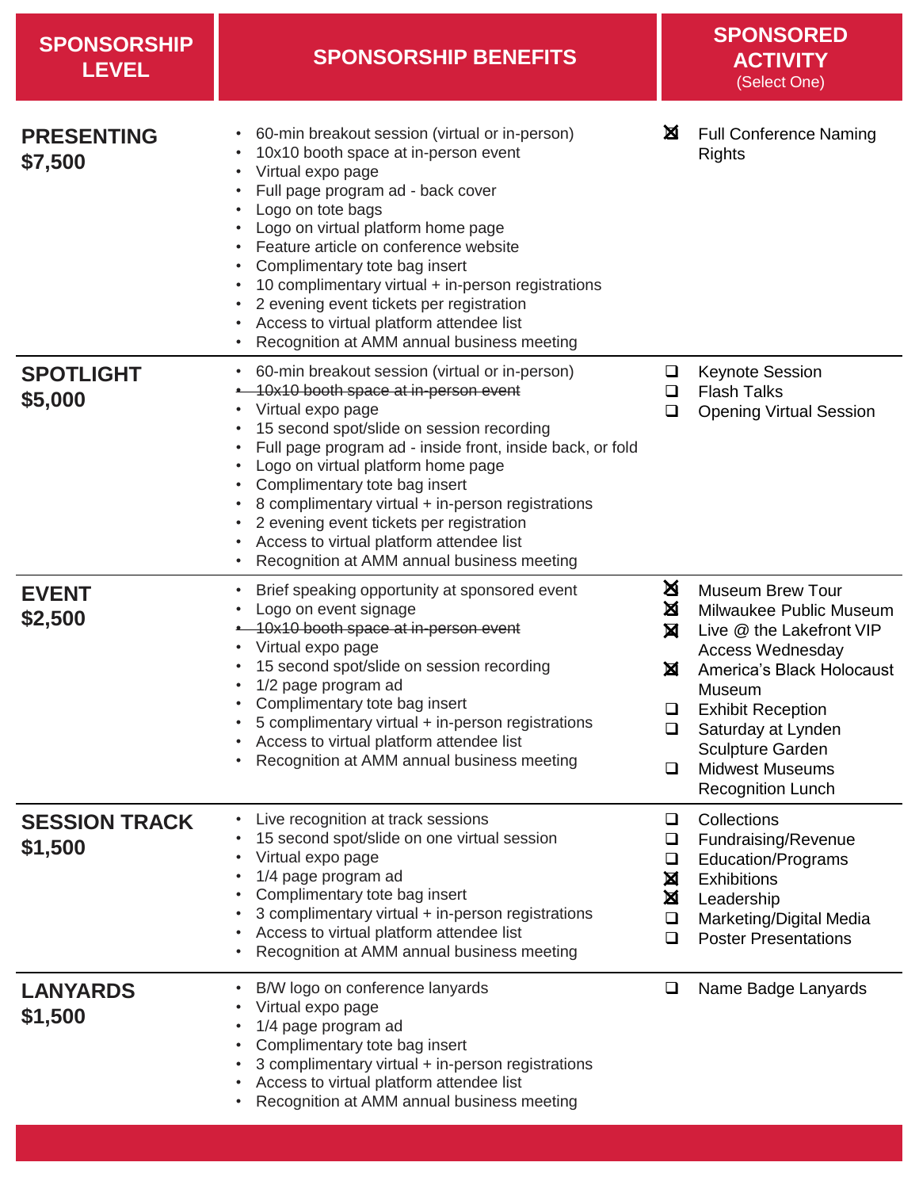| SPONSORSHIP LEVEL | SPONSORSHIP BENEFITS | SPONSORED ACTIVITY (Select One) |
|---|---|---|
| **PRESENTING $7,500** | • 60-min breakout session (virtual or in-person)<br>• 10x10 booth space at in-person event<br>• Virtual expo page<br>• Full page program ad - back cover<br>• Logo on tote bags<br>• Logo on virtual platform home page<br>• Feature article on conference website<br>• Complimentary tote bag insert<br>• 10 complimentary virtual + in-person registrations<br>• 2 evening event tickets per registration<br>• Access to virtual platform attendee list<br>• Recognition at AMM annual business meeting | ☒ Full Conference Naming Rights |
| **SPOTLIGHT $5,000** | • 60-min breakout session (virtual or in-person)<br>• ~~10x10 booth space at in-person event~~<br>• Virtual expo page<br>• 15 second spot/slide on session recording<br>• Full page program ad - inside front, inside back, or fold<br>• Logo on virtual platform home page<br>• Complimentary tote bag insert<br>• 8 complimentary virtual + in-person registrations<br>• 2 evening event tickets per registration<br>• Access to virtual platform attendee list<br>• Recognition at AMM annual business meeting | ☐ Keynote Session<br>☐ Flash Talks<br>☐ Opening Virtual Session |
| **EVENT $2,500** | • Brief speaking opportunity at sponsored event<br>• Logo on event signage<br>• ~~10x10 booth space at in-person event~~<br>• Virtual expo page<br>• 15 second spot/slide on session recording<br>• 1/2 page program ad<br>• Complimentary tote bag insert<br>• 5 complimentary virtual + in-person registrations<br>• Access to virtual platform attendee list<br>• Recognition at AMM annual business meeting | ☒ Museum Brew Tour<br>☒ Milwaukee Public Museum<br>☒ Live @ the Lakefront VIP Access Wednesday<br>☒ America's Black Holocaust Museum<br>☐ Exhibit Reception<br>☐ Saturday at Lynden Sculpture Garden<br>☐ Midwest Museums Recognition Lunch |
| **SESSION TRACK $1,500** | • Live recognition at track sessions<br>• 15 second spot/slide on one virtual session<br>• Virtual expo page<br>• 1/4 page program ad<br>• Complimentary tote bag insert<br>• 3 complimentary virtual + in-person registrations<br>• Access to virtual platform attendee list<br>• Recognition at AMM annual business meeting | ☐ Collections<br>☐ Fundraising/Revenue<br>☐ Education/Programs<br>☒ Exhibitions<br>☒ Leadership<br>☐ Marketing/Digital Media<br>☐ Poster Presentations |
| **LANYARDS $1,500** | • B/W logo on conference lanyards<br>• Virtual expo page<br>• 1/4 page program ad<br>• Complimentary tote bag insert<br>• 3 complimentary virtual + in-person registrations<br>• Access to virtual platform attendee list<br>• Recognition at AMM annual business meeting | ☐ Name Badge Lanyards |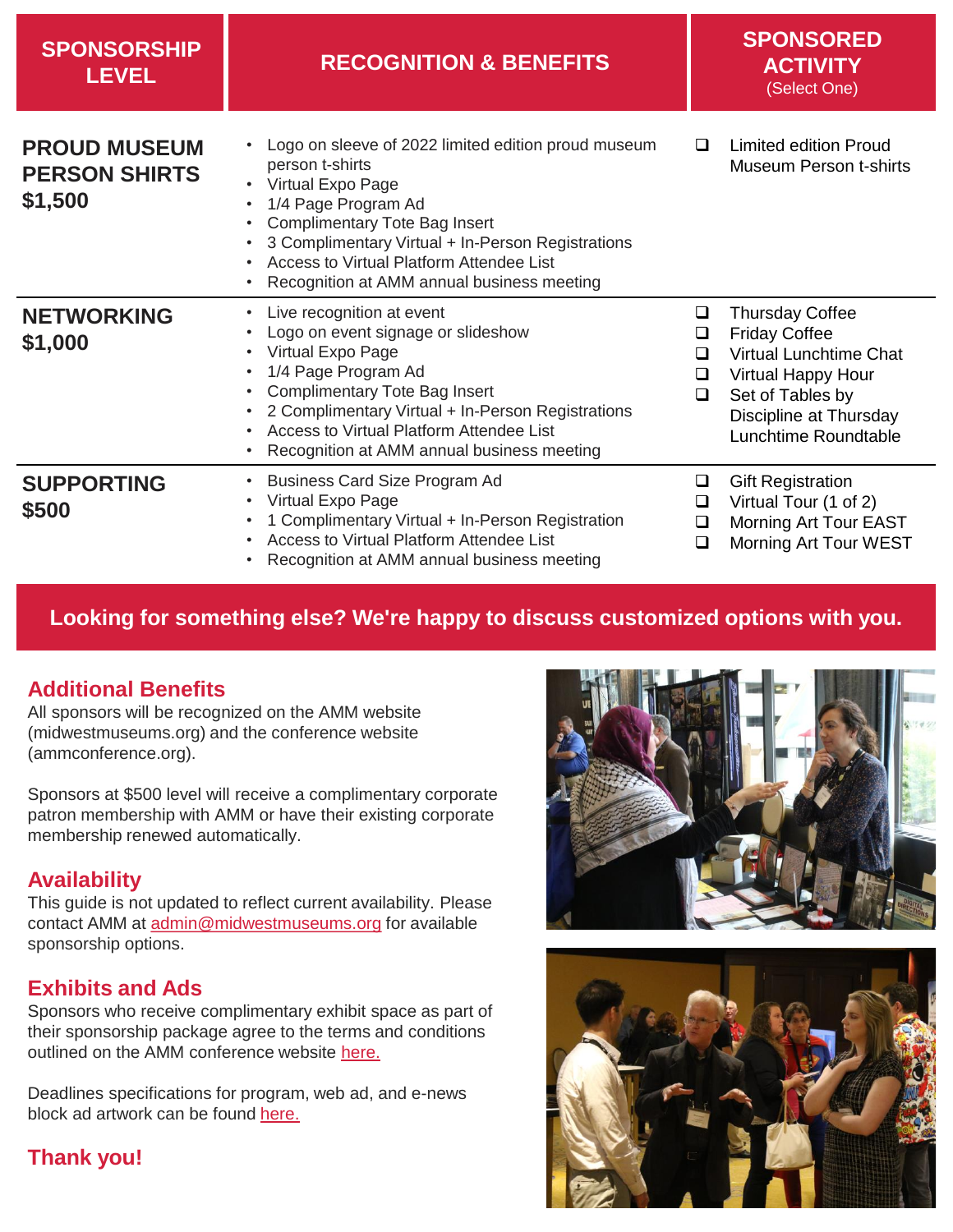| SPONSORSHIP LEVEL | RECOGNITION & BENEFITS | SPONSORED ACTIVITY (Select One) |
|---|---|---|
| **PROUD MUSEUM PERSON SHIRTS $1,500** | • Logo on sleeve of 2022 limited edition proud museum person t-shirts<br>• Virtual Expo Page<br>• 1/4 Page Program Ad<br>• Complimentary Tote Bag Insert<br>• 3 Complimentary Virtual + In-Person Registrations<br>• Access to Virtual Platform Attendee List<br>• Recognition at AMM annual business meeting | ❑ Limited edition Proud Museum Person t-shirts |
| **NETWORKING $1,000** | • Live recognition at event<br>• Logo on event signage or slideshow<br>• Virtual Expo Page<br>• 1/4 Page Program Ad<br>• Complimentary Tote Bag Insert<br>• 2 Complimentary Virtual + In-Person Registrations<br>• Access to Virtual Platform Attendee List<br>• Recognition at AMM annual business meeting | ❑ Thursday Coffee<br>❑ Friday Coffee<br>❑ Virtual Lunchtime Chat<br>❑ Virtual Happy Hour<br>❑ Set of Tables by Discipline at Thursday Lunchtime Roundtable |
| **SUPPORTING $500** | • Business Card Size Program Ad<br>• Virtual Expo Page<br>• 1 Complimentary Virtual + In-Person Registration<br>• Access to Virtual Platform Attendee List<br>• Recognition at AMM annual business meeting | ❑ Gift Registration<br>❑ Virtual Tour (1 of 2)<br>❑ Morning Art Tour EAST<br>❑ Morning Art Tour WEST |

**Looking for something else? We're happy to discuss customized options with you.**

## Additional Benefits

All sponsors will be recognized on the AMM website (midwestmuseums.org) and the conference website (ammconference.org).

Sponsors at $500 level will receive a complimentary corporate patron membership with AMM or have their existing corporate membership renewed automatically.

## Availability

This guide is not updated to reflect current availability. Please contact AMM at admin@midwestmuseums.org for available sponsorship options.

## Exhibits and Ads

Sponsors who receive complimentary exhibit space as part of their sponsorship package agree to the terms and conditions outlined on the AMM conference website here.

Deadlines specifications for program, web ad, and e-news block ad artwork can be found here.

## Thank you!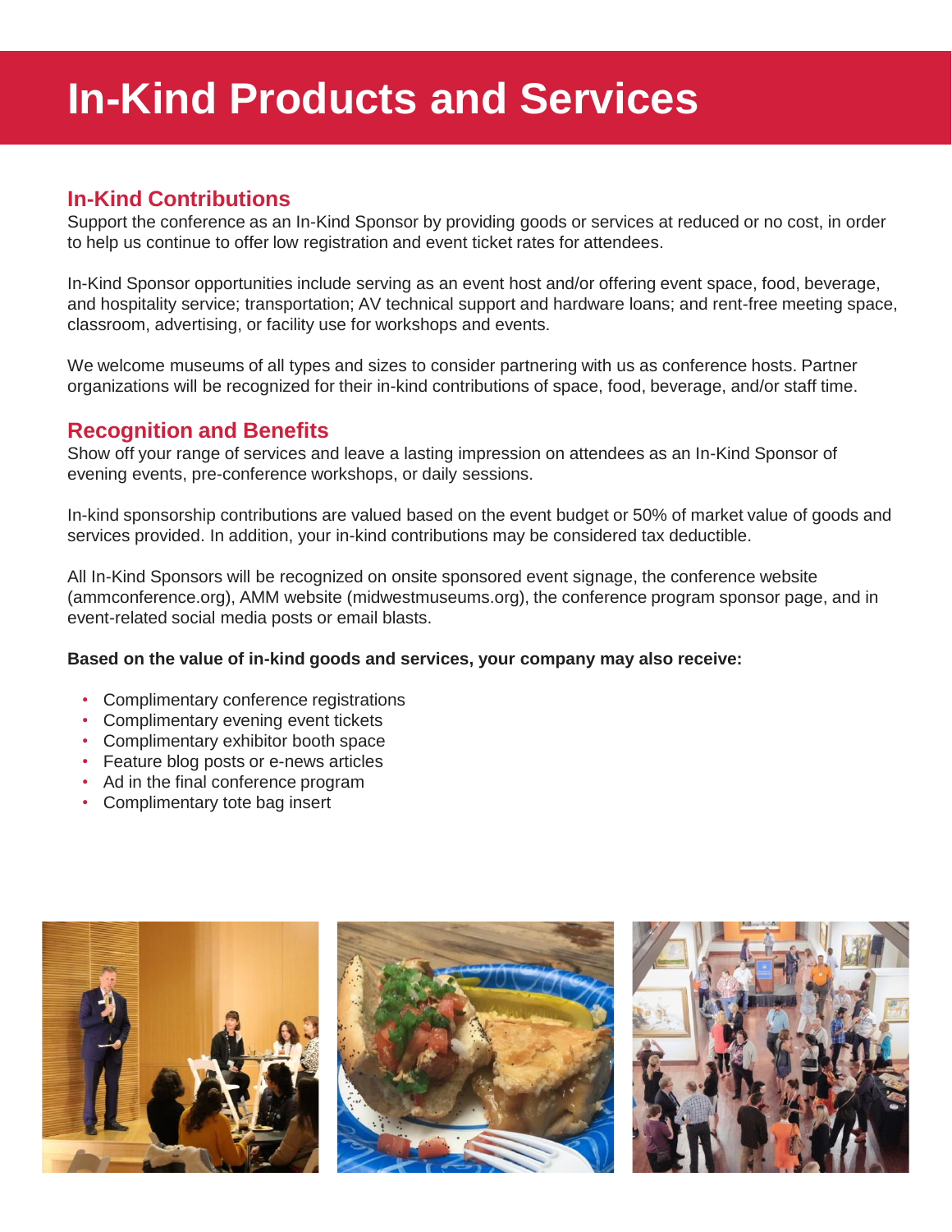# In-Kind Products and Services

## In-Kind Contributions

Support the conference as an In-Kind Sponsor by providing goods or services at reduced or no cost, in order to help us continue to offer low registration and event ticket rates for attendees.

In-Kind Sponsor opportunities include serving as an event host and/or offering event space, food, beverage, and hospitality service; transportation; AV technical support and hardware loans; and rent-free meeting space, classroom, advertising, or facility use for workshops and events.

We welcome museums of all types and sizes to consider partnering with us as conference hosts. Partner organizations will be recognized for their in-kind contributions of space, food, beverage, and/or staff time.

## Recognition and Benefits

Show off your range of services and leave a lasting impression on attendees as an In-Kind Sponsor of evening events, pre-conference workshops, or daily sessions.

In-kind sponsorship contributions are valued based on the event budget or 50% of market value of goods and services provided. In addition, your in-kind contributions may be considered tax deductible.

All In-Kind Sponsors will be recognized on onsite sponsored event signage, the conference website (ammconference.org), AMM website (midwestmuseums.org), the conference program sponsor page, and in event-related social media posts or email blasts.

**Based on the value of in-kind goods and services, your company may also receive:**

- Complimentary conference registrations
- Complimentary evening event tickets
- Complimentary exhibitor booth space
- Feature blog posts or e-news articles
- Ad in the final conference program
- Complimentary tote bag insert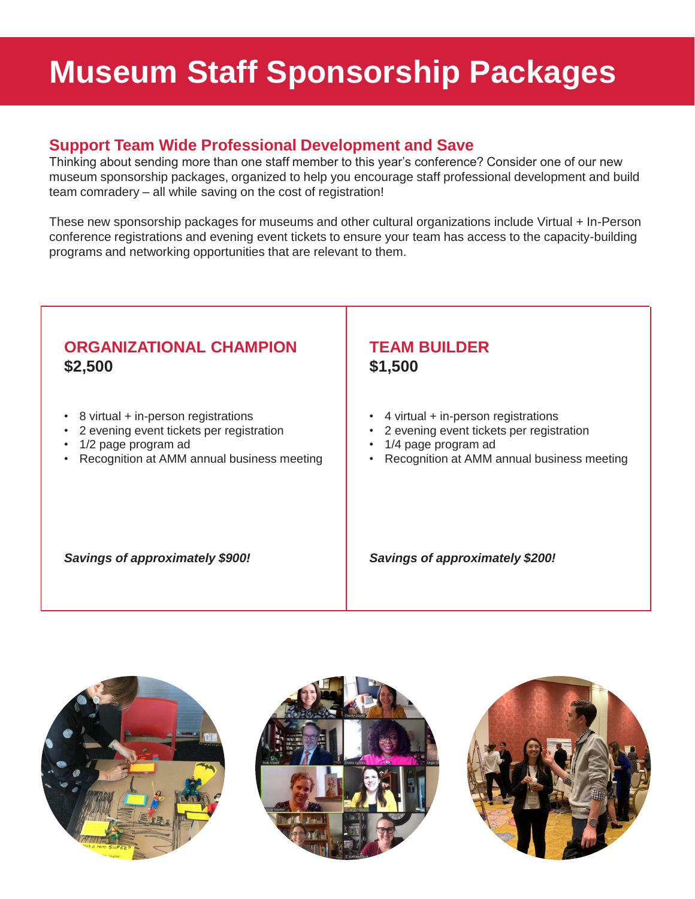# Museum Staff Sponsorship Packages

## Support Team Wide Professional Development and Save

Thinking about sending more than one staff member to this year's conference? Consider one of our new museum sponsorship packages, organized to help you encourage staff professional development and build team comradery – all while saving on the cost of registration!

These new sponsorship packages for museums and other cultural organizations include Virtual + In-Person conference registrations and evening event tickets to ensure your team has access to the capacity-building programs and networking opportunities that are relevant to them.

### ORGANIZATIONAL CHAMPION

**$2,500**

- 8 virtual + in-person registrations
- 2 evening event tickets per registration
- 1/2 page program ad
- Recognition at AMM annual business meeting

***Savings of approximately $900!***

### TEAM BUILDER

**$1,500**

- 4 virtual + in-person registrations
- 2 evening event tickets per registration
- 1/4 page program ad
- Recognition at AMM annual business meeting

***Savings of approximately $200!***